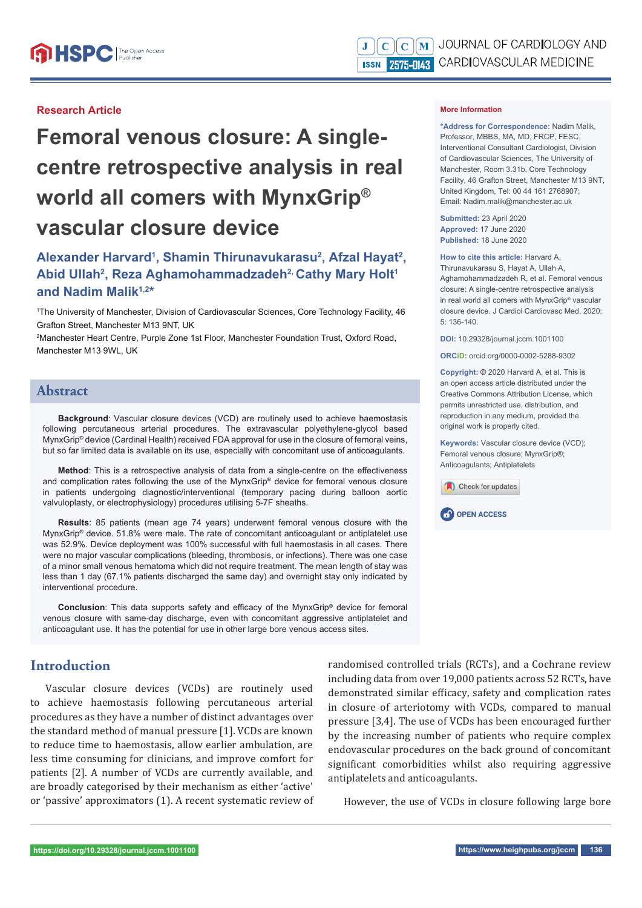Research Article

# Femoral venous closure: A single-centre retrospective analysis in real world all comers with MynxGrip® vascular closure device

**Alexander Harvard[1], Shamin Thirunavukarasu[2], Afzal Hayat[2], Abid Ullah[2], Reza Aghamohammadzadeh[2], Cathy Mary Holt[1] and Nadim Malik[1,2*]**

[1]The University of Manchester, Division of Cardiovascular Sciences, Core Technology Facility, 46 Grafton Street, Manchester M13 9NT, UK

[2]Manchester Heart Centre, Purple Zone 1st Floor, Manchester Foundation Trust, Oxford Road, Manchester M13 9WL, UK

**More Information**

**\*Address for Correspondence:** Nadim Malik, Professor, MBBS, MA, MD, FRCP, FESC, Interventional Consultant Cardiologist, Division of Cardiovascular Sciences, The University of Manchester, Room 3.31b, Core Technology Facility, 46 Grafton Street, Manchester M13 9NT, United Kingdom, Tel: 00 44 161 2768907; Email: Nadim.malik@manchester.ac.uk

**Submitted:** 23 April 2020
**Approved:** 17 June 2020
**Published:** 18 June 2020

**How to cite this article:** Harvard A, Thirunavukarasu S, Hayat A, Ullah A, Aghamohammadzadeh R, et al. Femoral venous closure: A single-centre retrospective analysis in real world all comers with MynxGrip® vascular closure device. J Cardiol Cardiovasc Med. 2020; 5: 136-140.

**DOI:** 10.29328/journal.jccm.1001100

**ORCiD:** orcid.org/0000-0002-5288-9302

**Copyright:** © 2020 Harvard A, et al. This is an open access article distributed under the Creative Commons Attribution License, which permits unrestricted use, distribution, and reproduction in any medium, provided the original work is properly cited.

**Keywords:** Vascular closure device (VCD); Femoral venous closure; MynxGrip®; Anticoagulants; Antiplatelets

OPEN ACCESS

## Abstract

**Background**: Vascular closure devices (VCD) are routinely used to achieve haemostasis following percutaneous arterial procedures. The extravascular polyethylene-glycol based MynxGrip® device (Cardinal Health) received FDA approval for use in the closure of femoral veins, but so far limited data is available on its use, especially with concomitant use of anticoagulants.

**Method**: This is a retrospective analysis of data from a single-centre on the effectiveness and complication rates following the use of the MynxGrip® device for femoral venous closure in patients undergoing diagnostic/interventional (temporary pacing during balloon aortic valvuloplasty, or electrophysiology) procedures utilising 5-7F sheaths.

**Results**: 85 patients (mean age 74 years) underwent femoral venous closure with the MynxGrip® device. 51.8% were male. The rate of concomitant anticoagulant or antiplatelet use was 52.9%. Device deployment was 100% successful with full haemostasis in all cases. There were no major vascular complications (bleeding, thrombosis, or infections). There was one case of a minor small venous hematoma which did not require treatment. The mean length of stay was less than 1 day (67.1% patients discharged the same day) and overnight stay only indicated by interventional procedure.

**Conclusion**: This data supports safety and efficacy of the MynxGrip® device for femoral venous closure with same-day discharge, even with concomitant aggressive antiplatelet and anticoagulant use. It has the potential for use in other large bore venous access sites.

## Introduction

Vascular closure devices (VCDs) are routinely used to achieve haemostasis following percutaneous arterial procedures as they have a number of distinct advantages over the standard method of manual pressure [1]. VCDs are known to reduce time to haemostasis, allow earlier ambulation, are less time consuming for clinicians, and improve comfort for patients [2]. A number of VCDs are currently available, and are broadly categorised by their mechanism as either 'active' or 'passive' approximators (1). A recent systematic review of randomised controlled trials (RCTs), and a Cochrane review including data from over 19,000 patients across 52 RCTs, have demonstrated similar efficacy, safety and complication rates in closure of arteriotomy with VCDs, compared to manual pressure [3,4]. The use of VCDs has been encouraged further by the increasing number of patients who require complex endovascular procedures on the back ground of concomitant significant comorbidities whilst also requiring aggressive antiplatelets and anticoagulants.

However, the use of VCDs in closure following large bore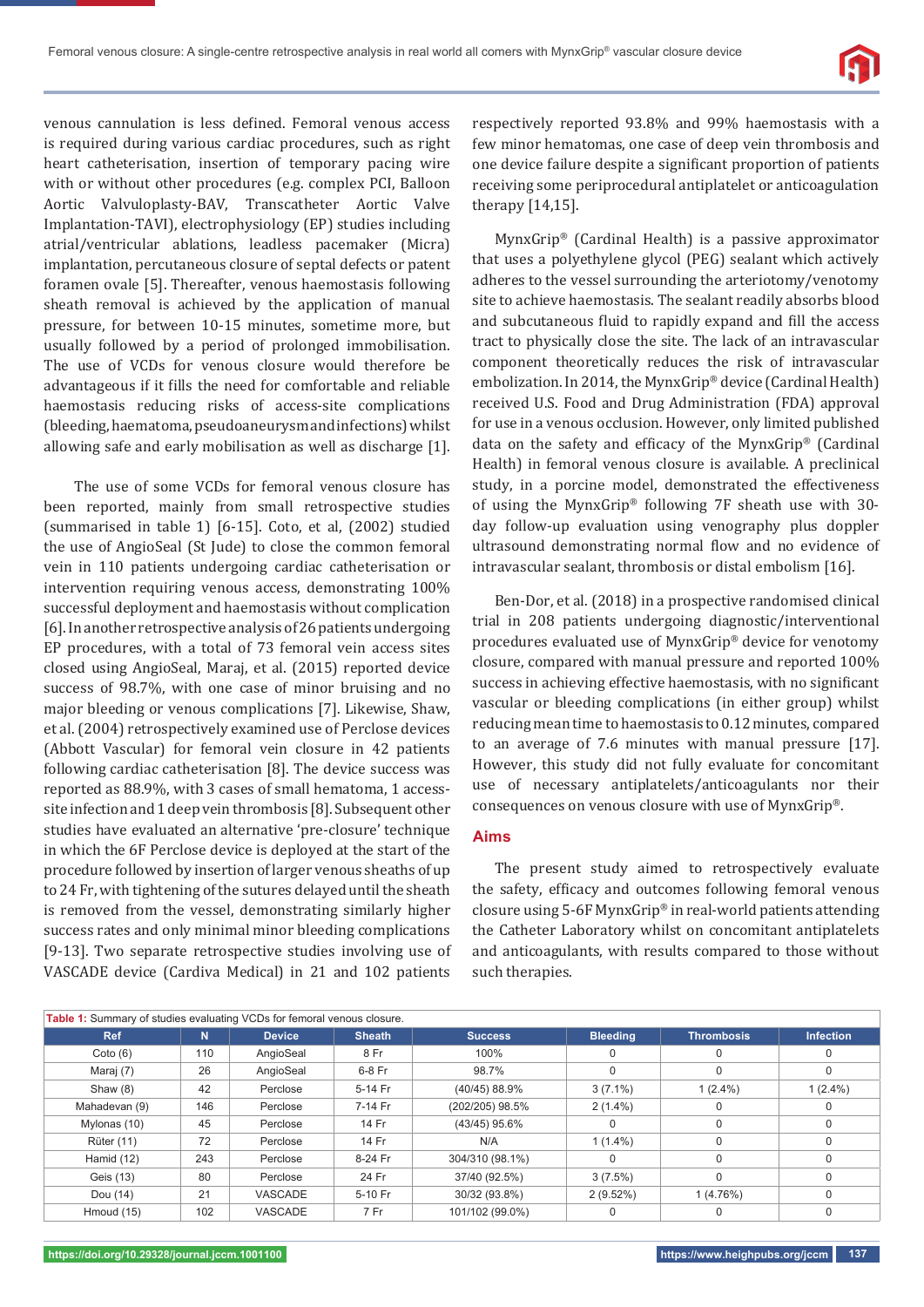venous cannulation is less defined. Femoral venous access is required during various cardiac procedures, such as right heart catheterisation, insertion of temporary pacing wire with or without other procedures (e.g. complex PCI, Balloon Aortic Valvuloplasty-BAV, Transcatheter Aortic Valve Implantation-TAVI), electrophysiology (EP) studies including atrial/ventricular ablations, leadless pacemaker (Micra) implantation, percutaneous closure of septal defects or patent foramen ovale [5]. Thereafter, venous haemostasis following sheath removal is achieved by the application of manual pressure, for between 10-15 minutes, sometime more, but usually followed by a period of prolonged immobilisation. The use of VCDs for venous closure would therefore be advantageous if it fills the need for comfortable and reliable haemostasis reducing risks of access-site complications (bleeding, haematoma, pseudoaneurysm and infections) whilst allowing safe and early mobilisation as well as discharge [1].

The use of some VCDs for femoral venous closure has been reported, mainly from small retrospective studies (summarised in table 1) [6-15]. Coto, et al, (2002) studied the use of AngioSeal (St Jude) to close the common femoral vein in 110 patients undergoing cardiac catheterisation or intervention requiring venous access, demonstrating 100% successful deployment and haemostasis without complication [6]. In another retrospective analysis of 26 patients undergoing EP procedures, with a total of 73 femoral vein access sites closed using AngioSeal, Maraj, et al. (2015) reported device success of 98.7%, with one case of minor bruising and no major bleeding or venous complications [7]. Likewise, Shaw, et al. (2004) retrospectively examined use of Perclose devices (Abbott Vascular) for femoral vein closure in 42 patients following cardiac catheterisation [8]. The device success was reported as 88.9%, with 3 cases of small hematoma, 1 access-site infection and 1 deep vein thrombosis [8]. Subsequent other studies have evaluated an alternative 'pre-closure' technique in which the 6F Perclose device is deployed at the start of the procedure followed by insertion of larger venous sheaths of up to 24 Fr, with tightening of the sutures delayed until the sheath is removed from the vessel, demonstrating similarly higher success rates and only minimal minor bleeding complications [9-13]. Two separate retrospective studies involving use of VASCADE device (Cardiva Medical) in 21 and 102 patients respectively reported 93.8% and 99% haemostasis with a few minor hematomas, one case of deep vein thrombosis and one device failure despite a significant proportion of patients receiving some periprocedural antiplatelet or anticoagulation therapy [14,15].

MynxGrip® (Cardinal Health) is a passive approximator that uses a polyethylene glycol (PEG) sealant which actively adheres to the vessel surrounding the arteriotomy/venotomy site to achieve haemostasis. The sealant readily absorbs blood and subcutaneous fluid to rapidly expand and fill the access tract to physically close the site. The lack of an intravascular component theoretically reduces the risk of intravascular embolization. In 2014, the MynxGrip® device (Cardinal Health) received U.S. Food and Drug Administration (FDA) approval for use in a venous occlusion. However, only limited published data on the safety and efficacy of the MynxGrip® (Cardinal Health) in femoral venous closure is available. A preclinical study, in a porcine model, demonstrated the effectiveness of using the MynxGrip® following 7F sheath use with 30-day follow-up evaluation using venography plus doppler ultrasound demonstrating normal flow and no evidence of intravascular sealant, thrombosis or distal embolism [16].

Ben-Dor, et al. (2018) in a prospective randomised clinical trial in 208 patients undergoing diagnostic/interventional procedures evaluated use of MynxGrip® device for venotomy closure, compared with manual pressure and reported 100% success in achieving effective haemostasis, with no significant vascular or bleeding complications (in either group) whilst reducing mean time to haemostasis to 0.12 minutes, compared to an average of 7.6 minutes with manual pressure [17]. However, this study did not fully evaluate for concomitant use of necessary antiplatelets/anticoagulants nor their consequences on venous closure with use of MynxGrip®.

## Aims

The present study aimed to retrospectively evaluate the safety, efficacy and outcomes following femoral venous closure using 5-6F MynxGrip® in real-world patients attending the Catheter Laboratory whilst on concomitant antiplatelets and anticoagulants, with results compared to those without such therapies.

**Table 1:** Summary of studies evaluating VCDs for femoral venous closure.

| Ref | N | Device | Sheath | Success | Bleeding | Thrombosis | Infection |
|---|---|---|---|---|---|---|---|
| Coto (6) | 110 | AngioSeal | 8 Fr | 100% | 0 | 0 | 0 |
| Maraj (7) | 26 | AngioSeal | 6-8 Fr | 98.7% | 0 | 0 | 0 |
| Shaw (8) | 42 | Perclose | 5-14 Fr | (40/45) 88.9% | 3 (7.1%) | 1 (2.4%) | 1 (2.4%) |
| Mahadevan (9) | 146 | Perclose | 7-14 Fr | (202/205) 98.5% | 2 (1.4%) | 0 | 0 |
| Mylonas (10) | 45 | Perclose | 14 Fr | (43/45) 95.6% | 0 | 0 | 0 |
| Rüter (11) | 72 | Perclose | 14 Fr | N/A | 1 (1.4%) | 0 | 0 |
| Hamid (12) | 243 | Perclose | 8-24 Fr | 304/310 (98.1%) | 0 | 0 | 0 |
| Geis (13) | 80 | Perclose | 24 Fr | 37/40 (92.5%) | 3 (7.5%) | 0 | 0 |
| Dou (14) | 21 | VASCADE | 5-10 Fr | 30/32 (93.8%) | 2 (9.52%) | 1 (4.76%) | 0 |
| Hmoud (15) | 102 | VASCADE | 7 Fr | 101/102 (99.0%) | 0 | 0 | 0 |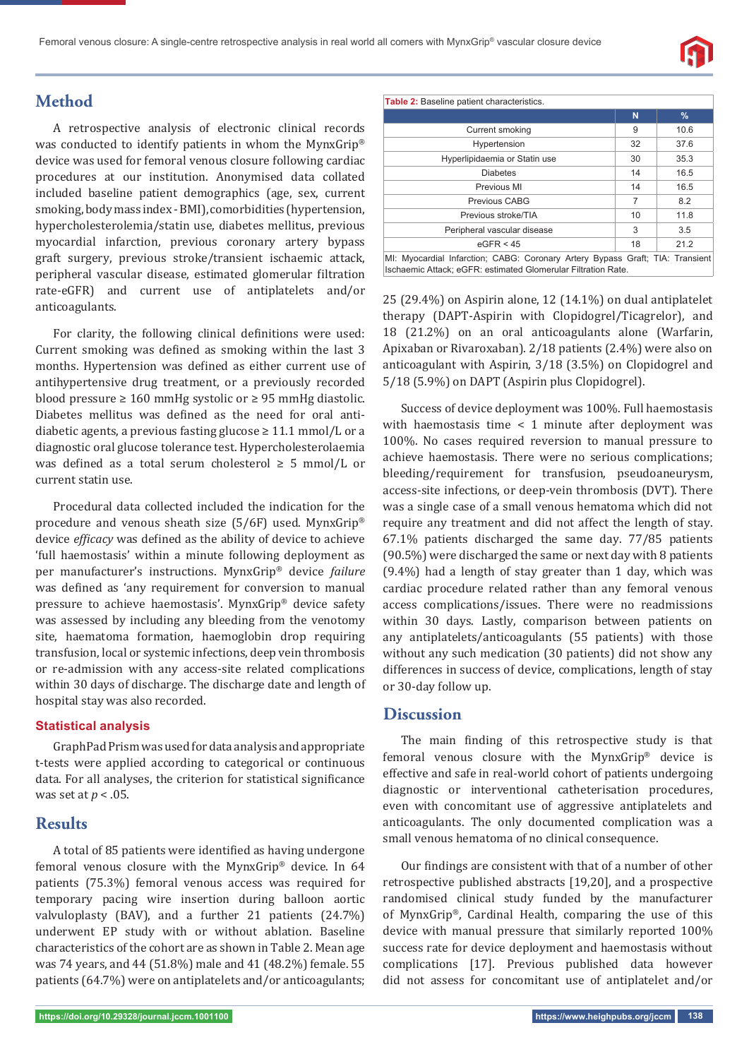## Method

A retrospective analysis of electronic clinical records was conducted to identify patients in whom the MynxGrip® device was used for femoral venous closure following cardiac procedures at our institution. Anonymised data collated included baseline patient demographics (age, sex, current smoking, body mass index - BMI), comorbidities (hypertension, hypercholesterolemia/statin use, diabetes mellitus, previous myocardial infarction, previous coronary artery bypass graft surgery, previous stroke/transient ischaemic attack, peripheral vascular disease, estimated glomerular filtration rate-eGFR) and current use of antiplatelets and/or anticoagulants.

For clarity, the following clinical definitions were used: Current smoking was defined as smoking within the last 3 months. Hypertension was defined as either current use of antihypertensive drug treatment, or a previously recorded blood pressure ≥ 160 mmHg systolic or ≥ 95 mmHg diastolic. Diabetes mellitus was defined as the need for oral anti-diabetic agents, a previous fasting glucose ≥ 11.1 mmol/L or a diagnostic oral glucose tolerance test. Hypercholesterolaemia was defined as a total serum cholesterol ≥ 5 mmol/L or current statin use.

Procedural data collected included the indication for the procedure and venous sheath size (5/6F) used. MynxGrip® device *efficacy* was defined as the ability of device to achieve 'full haemostasis' within a minute following deployment as per manufacturer's instructions. MynxGrip® device *failure* was defined as 'any requirement for conversion to manual pressure to achieve haemostasis'. MynxGrip® device safety was assessed by including any bleeding from the venotomy site, haematoma formation, haemoglobin drop requiring transfusion, local or systemic infections, deep vein thrombosis or re-admission with any access-site related complications within 30 days of discharge. The discharge date and length of hospital stay was also recorded.

### Statistical analysis

GraphPad Prism was used for data analysis and appropriate t-tests were applied according to categorical or continuous data. For all analyses, the criterion for statistical significance was set at $p < .05$.

## Results

A total of 85 patients were identified as having undergone femoral venous closure with the MynxGrip® device. In 64 patients (75.3%) femoral venous access was required for temporary pacing wire insertion during balloon aortic valvuloplasty (BAV), and a further 21 patients (24.7%) underwent EP study with or without ablation. Baseline characteristics of the cohort are as shown in Table 2. Mean age was 74 years, and 44 (51.8%) male and 41 (48.2%) female. 55 patients (64.7%) were on antiplatelets and/or anticoagulants; 25 (29.4%) on Aspirin alone, 12 (14.1%) on dual antiplatelet therapy (DAPT-Aspirin with Clopidogrel/Ticagrelor), and 18 (21.2%) on an oral anticoagulants alone (Warfarin, Apixaban or Rivaroxaban). 2/18 patients (2.4%) were also on anticoagulant with Aspirin, 3/18 (3.5%) on Clopidogrel and 5/18 (5.9%) on DAPT (Aspirin plus Clopidogrel).

**Table 2:** Baseline patient characteristics.

| | N | % |
|---|---|---|
| Current smoking | 9 | 10.6 |
| Hypertension | 32 | 37.6 |
| Hyperlipidaemia or Statin use | 30 | 35.3 |
| Diabetes | 14 | 16.5 |
| Previous MI | 14 | 16.5 |
| Previous CABG | 7 | 8.2 |
| Previous stroke/TIA | 10 | 11.8 |
| Peripheral vascular disease | 3 | 3.5 |
| eGFR < 45 | 18 | 21.2 |

MI: Myocardial Infarction; CABG: Coronary Artery Bypass Graft; TIA: Transient Ischaemic Attack; eGFR: estimated Glomerular Filtration Rate.

Success of device deployment was 100%. Full haemostasis with haemostasis time < 1 minute after deployment was 100%. No cases required reversion to manual pressure to achieve haemostasis. There were no serious complications; bleeding/requirement for transfusion, pseudoaneurysm, access-site infections, or deep-vein thrombosis (DVT). There was a single case of a small venous hematoma which did not require any treatment and did not affect the length of stay. 67.1% patients discharged the same day. 77/85 patients (90.5%) were discharged the same or next day with 8 patients (9.4%) had a length of stay greater than 1 day, which was cardiac procedure related rather than any femoral venous access complications/issues. There were no readmissions within 30 days. Lastly, comparison between patients on any antiplatelets/anticoagulants (55 patients) with those without any such medication (30 patients) did not show any differences in success of device, complications, length of stay or 30-day follow up.

## Discussion

The main finding of this retrospective study is that femoral venous closure with the MynxGrip® device is effective and safe in real-world cohort of patients undergoing diagnostic or interventional catheterisation procedures, even with concomitant use of aggressive antiplatelets and anticoagulants. The only documented complication was a small venous hematoma of no clinical consequence.

Our findings are consistent with that of a number of other retrospective published abstracts [19,20], and a prospective randomised clinical study funded by the manufacturer of MynxGrip®, Cardinal Health, comparing the use of this device with manual pressure that similarly reported 100% success rate for device deployment and haemostasis without complications [17]. Previous published data however did not assess for concomitant use of antiplatelet and/or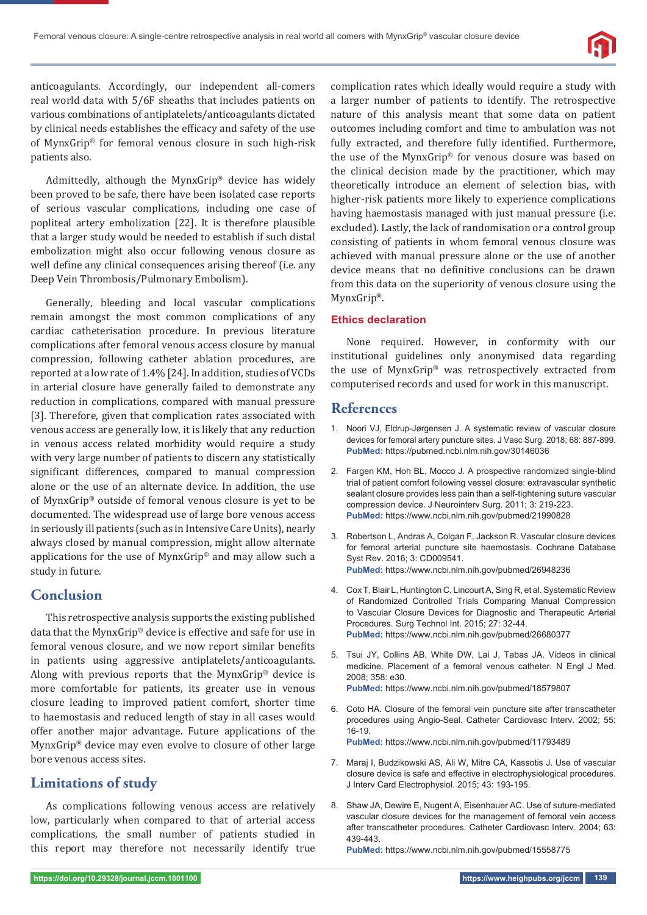anticoagulants. Accordingly, our independent all-comers real world data with 5/6F sheaths that includes patients on various combinations of antiplatelets/anticoagulants dictated by clinical needs establishes the efficacy and safety of the use of MynxGrip® for femoral venous closure in such high-risk patients also.

Admittedly, although the MynxGrip® device has widely been proved to be safe, there have been isolated case reports of serious vascular complications, including one case of popliteal artery embolization [22]. It is therefore plausible that a larger study would be needed to establish if such distal embolization might also occur following venous closure as well define any clinical consequences arising thereof (i.e. any Deep Vein Thrombosis/Pulmonary Embolism).

Generally, bleeding and local vascular complications remain amongst the most common complications of any cardiac catheterisation procedure. In previous literature complications after femoral venous access closure by manual compression, following catheter ablation procedures, are reported at a low rate of 1.4% [24]. In addition, studies of VCDs in arterial closure have generally failed to demonstrate any reduction in complications, compared with manual pressure [3]. Therefore, given that complication rates associated with venous access are generally low, it is likely that any reduction in venous access related morbidity would require a study with very large number of patients to discern any statistically significant differences, compared to manual compression alone or the use of an alternate device. In addition, the use of MynxGrip® outside of femoral venous closure is yet to be documented. The widespread use of large bore venous access in seriously ill patients (such as in Intensive Care Units), nearly always closed by manual compression, might allow alternate applications for the use of MynxGrip® and may allow such a study in future.

## Conclusion

This retrospective analysis supports the existing published data that the MynxGrip® device is effective and safe for use in femoral venous closure, and we now report similar benefits in patients using aggressive antiplatelets/anticoagulants. Along with previous reports that the MynxGrip® device is more comfortable for patients, its greater use in venous closure leading to improved patient comfort, shorter time to haemostasis and reduced length of stay in all cases would offer another major advantage. Future applications of the MynxGrip® device may even evolve to closure of other large bore venous access sites.

## Limitations of study

As complications following venous access are relatively low, particularly when compared to that of arterial access complications, the small number of patients studied in this report may therefore not necessarily identify true complication rates which ideally would require a study with a larger number of patients to identify. The retrospective nature of this analysis meant that some data on patient outcomes including comfort and time to ambulation was not fully extracted, and therefore fully identified. Furthermore, the use of the MynxGrip® for venous closure was based on the clinical decision made by the practitioner, which may theoretically introduce an element of selection bias, with higher-risk patients more likely to experience complications having haemostasis managed with just manual pressure (i.e. excluded). Lastly, the lack of randomisation or a control group consisting of patients in whom femoral venous closure was achieved with manual pressure alone or the use of another device means that no definitive conclusions can be drawn from this data on the superiority of venous closure using the MynxGrip®.

### Ethics declaration

None required. However, in conformity with our institutional guidelines only anonymised data regarding the use of MynxGrip® was retrospectively extracted from computerised records and used for work in this manuscript.

## References

1. Noori VJ, Eldrup-Jørgensen J. A systematic review of vascular closure devices for femoral artery puncture sites. J Vasc Surg. 2018; 68: 887-899. **PubMed:** https://pubmed.ncbi.nlm.nih.gov/30146036

2. Fargen KM, Hoh BL, Mocco J. A prospective randomized single-blind trial of patient comfort following vessel closure: extravascular synthetic sealant closure provides less pain than a self-tightening suture vascular compression device. J Neurointerv Surg. 2011; 3: 219-223. **PubMed:** https://www.ncbi.nlm.nih.gov/pubmed/21990828

3. Robertson L, Andras A, Colgan F, Jackson R. Vascular closure devices for femoral arterial puncture site haemostasis. Cochrane Database Syst Rev. 2016; 3: CD009541. **PubMed:** https://www.ncbi.nlm.nih.gov/pubmed/26948236

4. Cox T, Blair L, Huntington C, Lincourt A, Sing R, et al. Systematic Review of Randomized Controlled Trials Comparing Manual Compression to Vascular Closure Devices for Diagnostic and Therapeutic Arterial Procedures. Surg Technol Int. 2015; 27: 32-44. **PubMed:** https://www.ncbi.nlm.nih.gov/pubmed/26680377

5. Tsui JY, Collins AB, White DW, Lai J, Tabas JA. Videos in clinical medicine. Placement of a femoral venous catheter. N Engl J Med. 2008; 358: e30. **PubMed:** https://www.ncbi.nlm.nih.gov/pubmed/18579807

6. Coto HA. Closure of the femoral vein puncture site after transcatheter procedures using Angio-Seal. Catheter Cardiovasc Interv. 2002; 55: 16-19. **PubMed:** https://www.ncbi.nlm.nih.gov/pubmed/11793489

7. Maraj I, Budzikowski AS, Ali W, Mitre CA, Kassotis J. Use of vascular closure device is safe and effective in electrophysiological procedures. J Interv Card Electrophysiol. 2015; 43: 193-195.

8. Shaw JA, Dewire E, Nugent A, Eisenhauer AC. Use of suture-mediated vascular closure devices for the management of femoral vein access after transcatheter procedures. Catheter Cardiovasc Interv. 2004; 63: 439-443. **PubMed:** https://www.ncbi.nlm.nih.gov/pubmed/15558775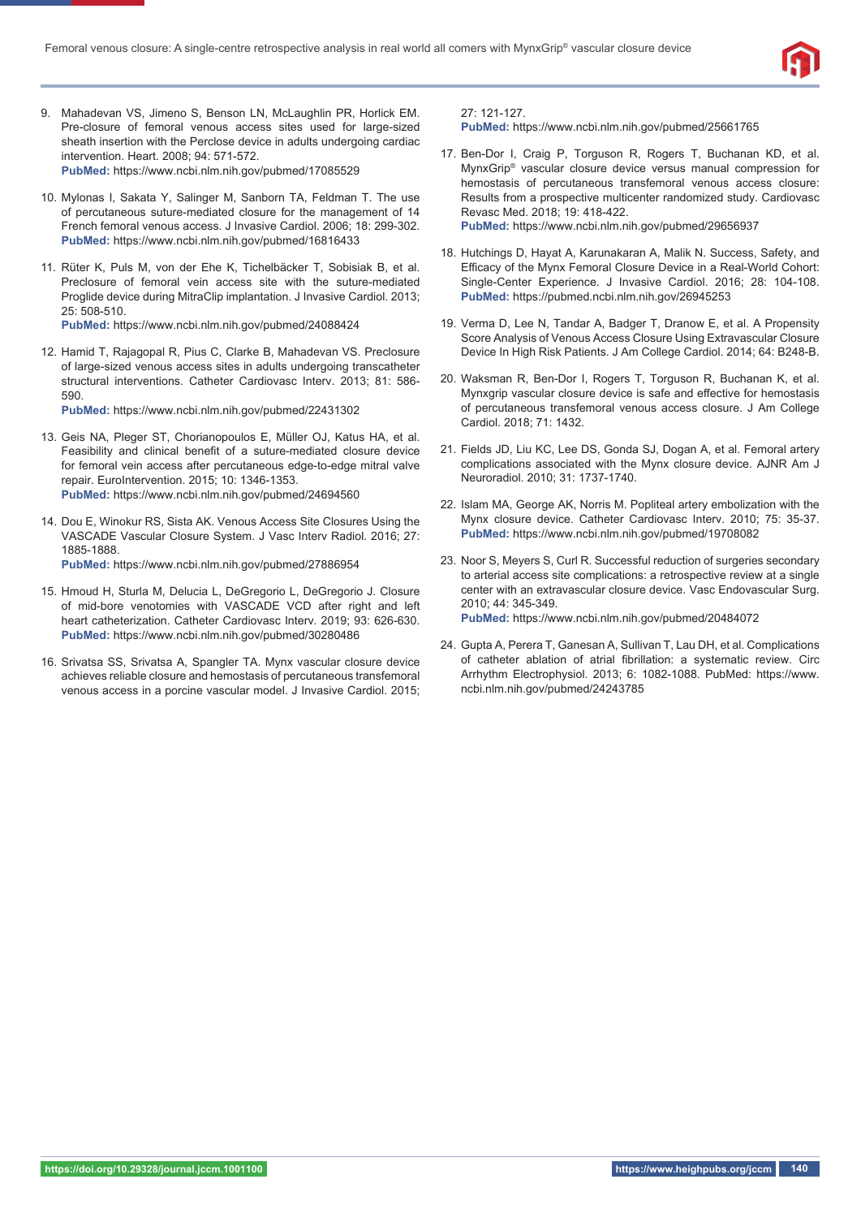9. Mahadevan VS, Jimeno S, Benson LN, McLaughlin PR, Horlick EM. Pre-closure of femoral venous access sites used for large-sized sheath insertion with the Perclose device in adults undergoing cardiac intervention. Heart. 2008; 94: 571-572.
   **PubMed:** https://www.ncbi.nlm.nih.gov/pubmed/17085529

10. Mylonas I, Sakata Y, Salinger M, Sanborn TA, Feldman T. The use of percutaneous suture-mediated closure for the management of 14 French femoral venous access. J Invasive Cardiol. 2006; 18: 299-302.
    **PubMed:** https://www.ncbi.nlm.nih.gov/pubmed/16816433

11. Rüter K, Puls M, von der Ehe K, Tichelbäcker T, Sobisiak B, et al. Preclosure of femoral vein access site with the suture-mediated Proglide device during MitraClip implantation. J Invasive Cardiol. 2013; 25: 508-510.
    **PubMed:** https://www.ncbi.nlm.nih.gov/pubmed/24088424

12. Hamid T, Rajagopal R, Pius C, Clarke B, Mahadevan VS. Preclosure of large-sized venous access sites in adults undergoing transcatheter structural interventions. Catheter Cardiovasc Interv. 2013; 81: 586-590.
    **PubMed:** https://www.ncbi.nlm.nih.gov/pubmed/22431302

13. Geis NA, Pleger ST, Chorianopoulos E, Müller OJ, Katus HA, et al. Feasibility and clinical benefit of a suture-mediated closure device for femoral vein access after percutaneous edge-to-edge mitral valve repair. EuroIntervention. 2015; 10: 1346-1353.
    **PubMed:** https://www.ncbi.nlm.nih.gov/pubmed/24694560

14. Dou E, Winokur RS, Sista AK. Venous Access Site Closures Using the VASCADE Vascular Closure System. J Vasc Interv Radiol. 2016; 27: 1885-1888.
    **PubMed:** https://www.ncbi.nlm.nih.gov/pubmed/27886954

15. Hmoud H, Sturla M, Delucia L, DeGregorio L, DeGregorio J. Closure of mid-bore venotomies with VASCADE VCD after right and left heart catheterization. Catheter Cardiovasc Interv. 2019; 93: 626-630.
    **PubMed:** https://www.ncbi.nlm.nih.gov/pubmed/30280486

16. Srivatsa SS, Srivatsa A, Spangler TA. Mynx vascular closure device achieves reliable closure and hemostasis of percutaneous transfemoral venous access in a porcine vascular model. J Invasive Cardiol. 2015; 27: 121-127.
    **PubMed:** https://www.ncbi.nlm.nih.gov/pubmed/25661765

17. Ben-Dor I, Craig P, Torguson R, Rogers T, Buchanan KD, et al. MynxGrip® vascular closure device versus manual compression for hemostasis of percutaneous transfemoral venous access closure: Results from a prospective multicenter randomized study. Cardiovasc Revasc Med. 2018; 19: 418-422.
    **PubMed:** https://www.ncbi.nlm.nih.gov/pubmed/29656937

18. Hutchings D, Hayat A, Karunakaran A, Malik N. Success, Safety, and Efficacy of the Mynx Femoral Closure Device in a Real-World Cohort: Single-Center Experience. J Invasive Cardiol. 2016; 28: 104-108.
    **PubMed:** https://pubmed.ncbi.nlm.nih.gov/26945253

19. Verma D, Lee N, Tandar A, Badger T, Dranow E, et al. A Propensity Score Analysis of Venous Access Closure Using Extravascular Closure Device In High Risk Patients. J Am College Cardiol. 2014; 64: B248-B.

20. Waksman R, Ben-Dor I, Rogers T, Torguson R, Buchanan K, et al. Mynxgrip vascular closure device is safe and effective for hemostasis of percutaneous transfemoral venous access closure. J Am College Cardiol. 2018; 71: 1432.

21. Fields JD, Liu KC, Lee DS, Gonda SJ, Dogan A, et al. Femoral artery complications associated with the Mynx closure device. AJNR Am J Neuroradiol. 2010; 31: 1737-1740.

22. Islam MA, George AK, Norris M. Popliteal artery embolization with the Mynx closure device. Catheter Cardiovasc Interv. 2010; 75: 35-37.
    **PubMed:** https://www.ncbi.nlm.nih.gov/pubmed/19708082

23. Noor S, Meyers S, Curl R. Successful reduction of surgeries secondary to arterial access site complications: a retrospective review at a single center with an extravascular closure device. Vasc Endovascular Surg. 2010; 44: 345-349.
    **PubMed:** https://www.ncbi.nlm.nih.gov/pubmed/20484072

24. Gupta A, Perera T, Ganesan A, Sullivan T, Lau DH, et al. Complications of catheter ablation of atrial fibrillation: a systematic review. Circ Arrhythm Electrophysiol. 2013; 6: 1082-1088. PubMed: https://www.ncbi.nlm.nih.gov/pubmed/24243785